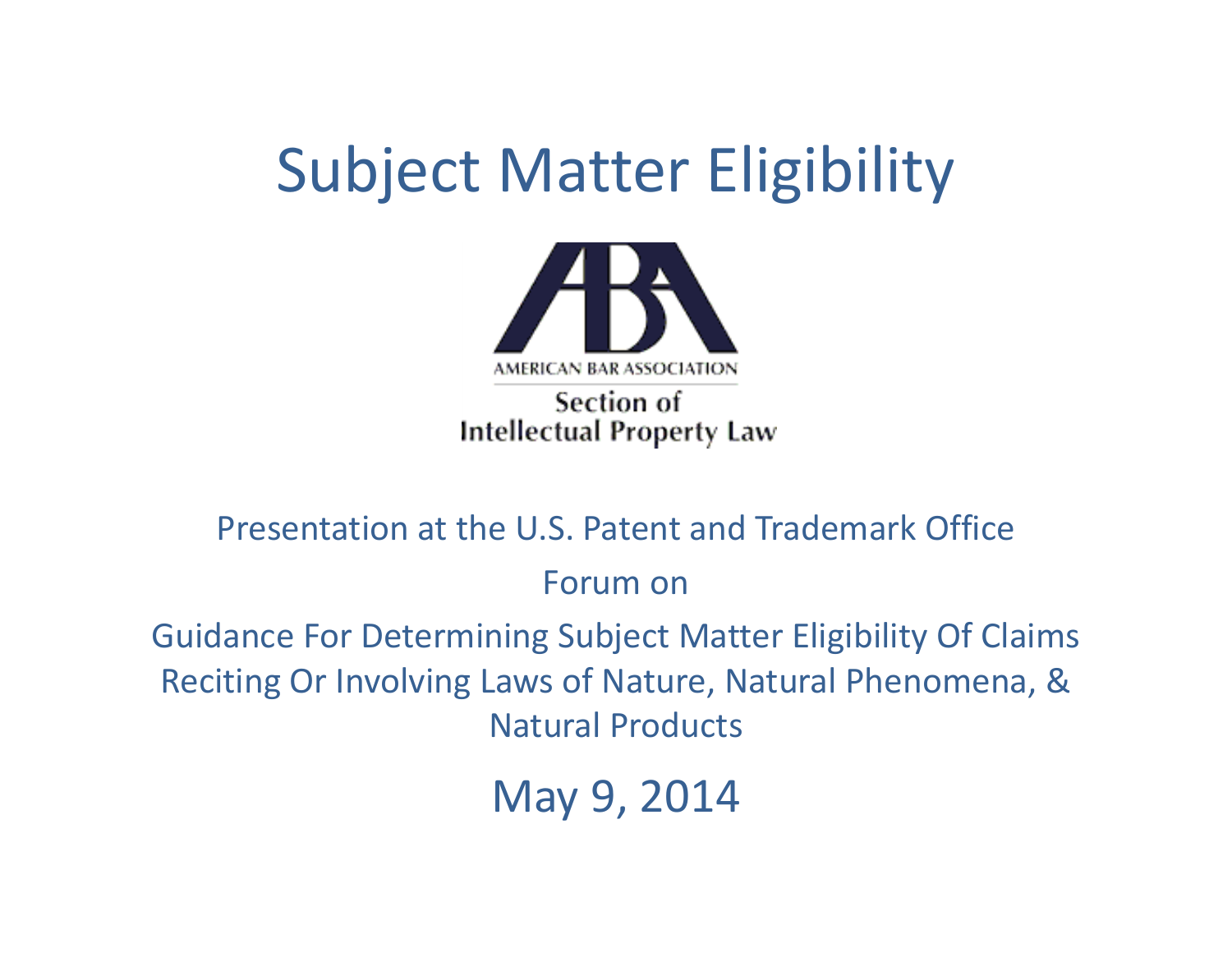# Subject Matter Eligibility

AMERICAN BAR ASSOCIATION

Section of
Intellectual Property Law

Presentation at the U.S. Patent and Trademark Office

Forum on

Guidance For Determining Subject Matter Eligibility Of Claims Reciting Or Involving Laws of Nature, Natural Phenomena, & Natural Products

May 9, 2014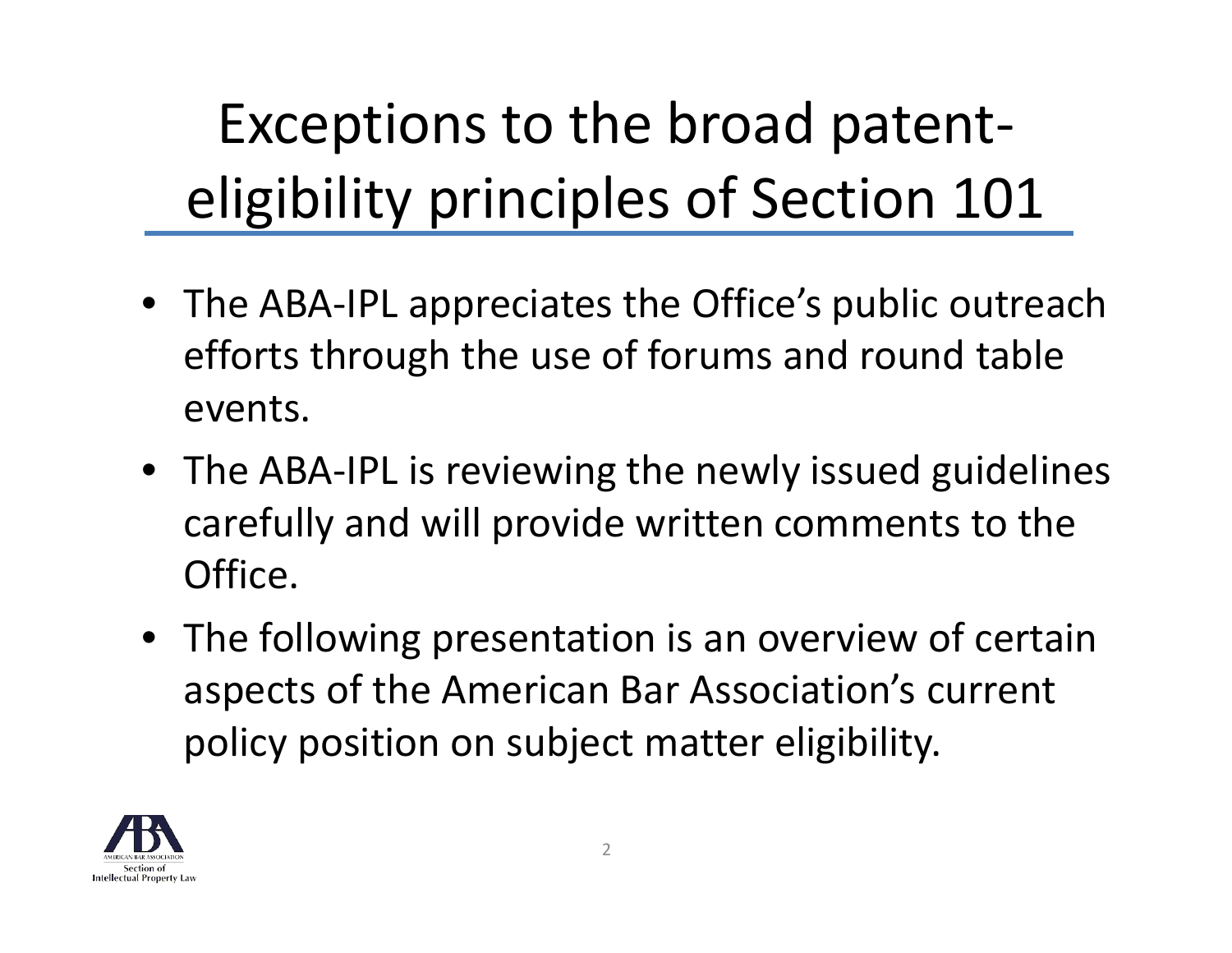# Exceptions to the broad patent-eligibility principles of Section 101

- The ABA-IPL appreciates the Office's public outreach efforts through the use of forums and round table events.
- The ABA-IPL is reviewing the newly issued guidelines carefully and will provide written comments to the Office.
- The following presentation is an overview of certain aspects of the American Bar Association's current policy position on subject matter eligibility.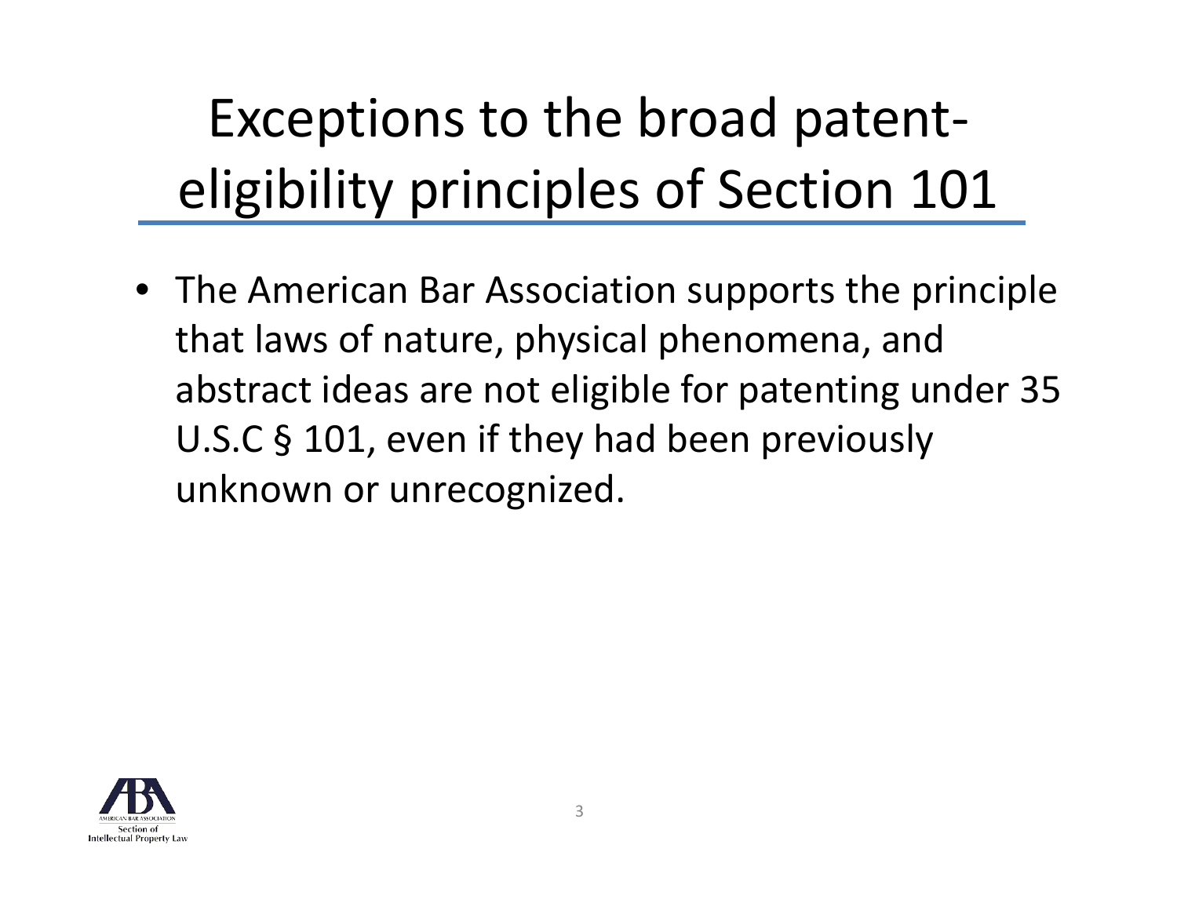# Exceptions to the broad patent-eligibility principles of Section 101

- The American Bar Association supports the principle that laws of nature, physical phenomena, and abstract ideas are not eligible for patenting under 35 U.S.C § 101, even if they had been previously unknown or unrecognized.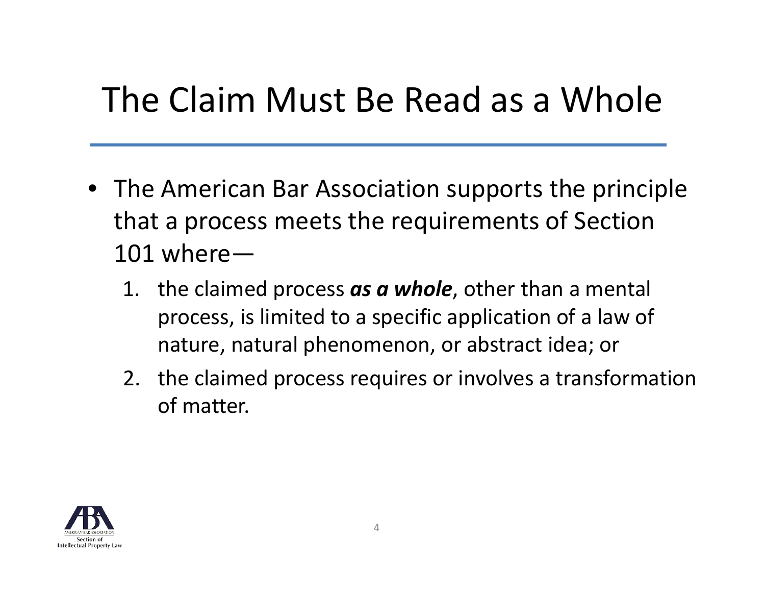# The Claim Must Be Read as a Whole

- The American Bar Association supports the principle that a process meets the requirements of Section 101 where—
  1. the claimed process ***as a whole***, other than a mental process, is limited to a specific application of a law of nature, natural phenomenon, or abstract idea; or
  2. the claimed process requires or involves a transformation of matter.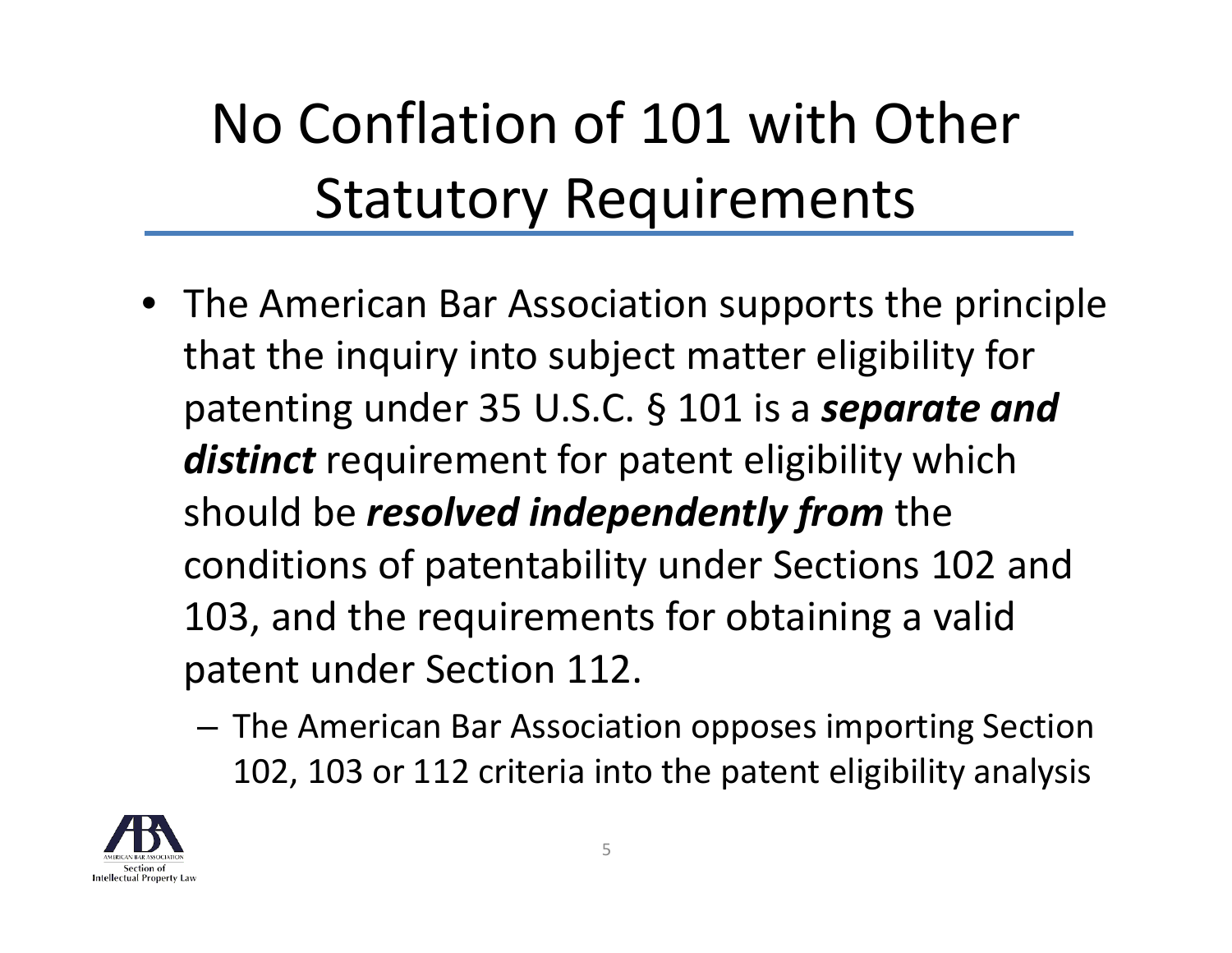# No Conflation of 101 with Other Statutory Requirements

- The American Bar Association supports the principle that the inquiry into subject matter eligibility for patenting under 35 U.S.C. § 101 is a ***separate and distinct*** requirement for patent eligibility which should be ***resolved independently from*** the conditions of patentability under Sections 102 and 103, and the requirements for obtaining a valid patent under Section 112.
  - The American Bar Association opposes importing Section 102, 103 or 112 criteria into the patent eligibility analysis

AMERICAN BAR ASSOCIATION
Section of
Intellectual Property Law